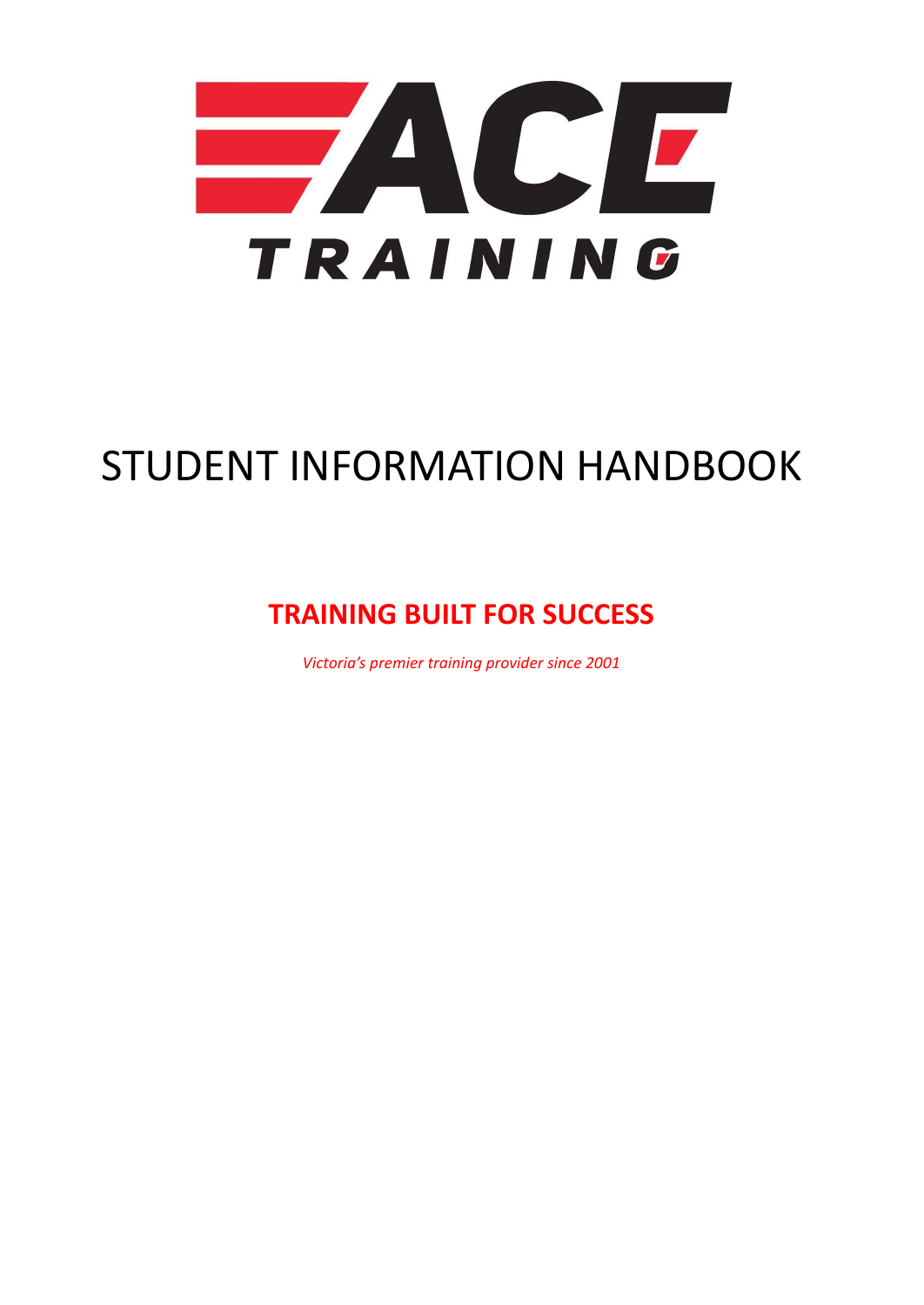ACE TRAINING

# STUDENT INFORMATION HANDBOOK

**TRAINING BUILT FOR SUCCESS**

*Victoria's premier training provider since 2001*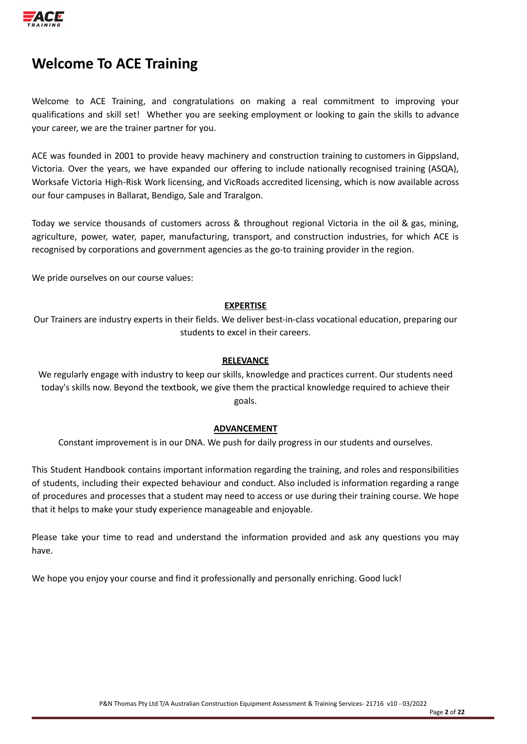# Welcome To ACE Training

Welcome to ACE Training, and congratulations on making a real commitment to improving your qualifications and skill set! Whether you are seeking employment or looking to gain the skills to advance your career, we are the trainer partner for you.

ACE was founded in 2001 to provide heavy machinery and construction training to customers in Gippsland, Victoria. Over the years, we have expanded our offering to include nationally recognised training (ASQA), Worksafe Victoria High-Risk Work licensing, and VicRoads accredited licensing, which is now available across our four campuses in Ballarat, Bendigo, Sale and Traralgon.

Today we service thousands of customers across & throughout regional Victoria in the oil & gas, mining, agriculture, power, water, paper, manufacturing, transport, and construction industries, for which ACE is recognised by corporations and government agencies as the go-to training provider in the region.

We pride ourselves on our course values:

**EXPERTISE**

Our Trainers are industry experts in their fields. We deliver best-in-class vocational education, preparing our students to excel in their careers.

**RELEVANCE**

We regularly engage with industry to keep our skills, knowledge and practices current. Our students need today's skills now. Beyond the textbook, we give them the practical knowledge required to achieve their goals.

**ADVANCEMENT**

Constant improvement is in our DNA. We push for daily progress in our students and ourselves.

This Student Handbook contains important information regarding the training, and roles and responsibilities of students, including their expected behaviour and conduct. Also included is information regarding a range of procedures and processes that a student may need to access or use during their training course. We hope that it helps to make your study experience manageable and enjoyable.

Please take your time to read and understand the information provided and ask any questions you may have.

We hope you enjoy your course and find it professionally and personally enriching. Good luck!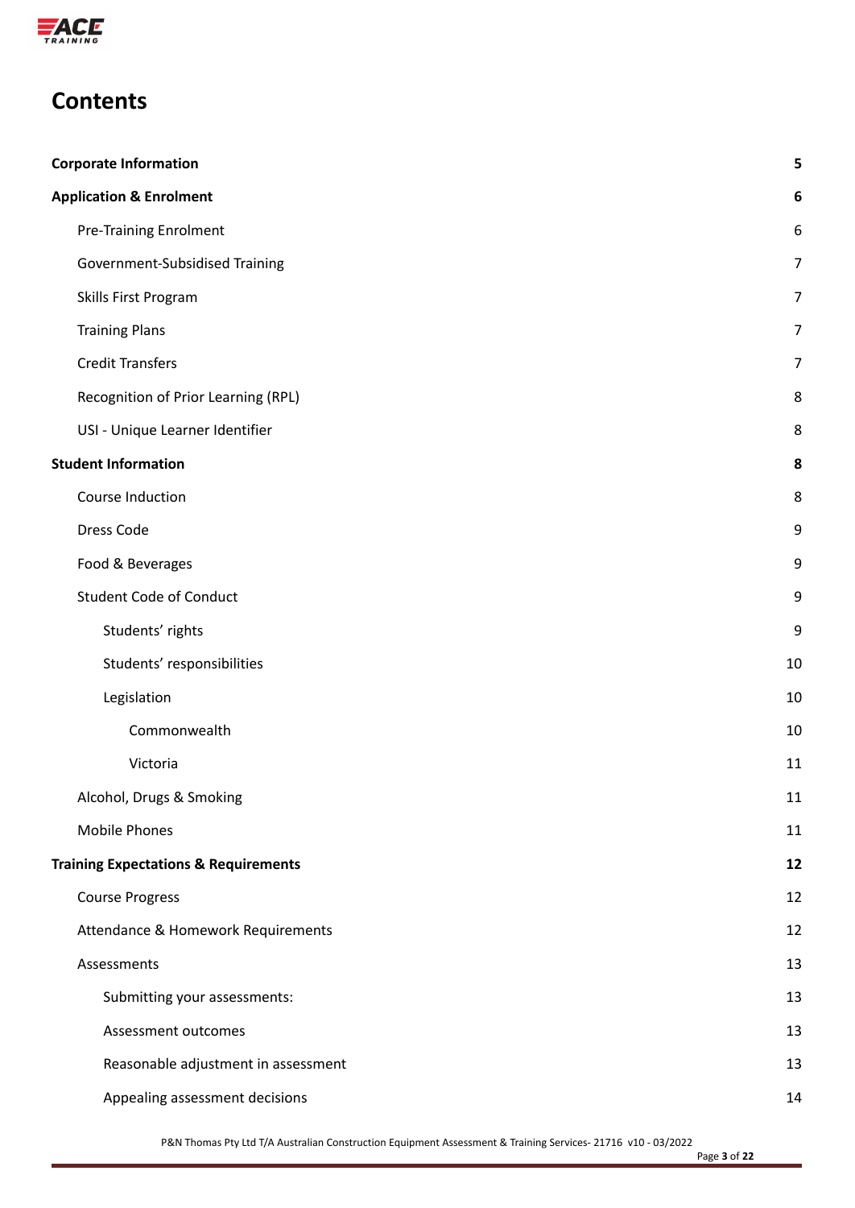# Contents

| | |
|---|---|
| **Corporate Information** | **5** |
| **Application & Enrolment** | **6** |
| Pre-Training Enrolment | 6 |
| Government-Subsidised Training | 7 |
| Skills First Program | 7 |
| Training Plans | 7 |
| Credit Transfers | 7 |
| Recognition of Prior Learning (RPL) | 8 |
| USI - Unique Learner Identifier | 8 |
| **Student Information** | **8** |
| Course Induction | 8 |
| Dress Code | 9 |
| Food & Beverages | 9 |
| Student Code of Conduct | 9 |
| Students' rights | 9 |
| Students' responsibilities | 10 |
| Legislation | 10 |
| Commonwealth | 10 |
| Victoria | 11 |
| Alcohol, Drugs & Smoking | 11 |
| Mobile Phones | 11 |
| **Training Expectations & Requirements** | **12** |
| Course Progress | 12 |
| Attendance & Homework Requirements | 12 |
| Assessments | 13 |
| Submitting your assessments: | 13 |
| Assessment outcomes | 13 |
| Reasonable adjustment in assessment | 13 |
| Appealing assessment decisions | 14 |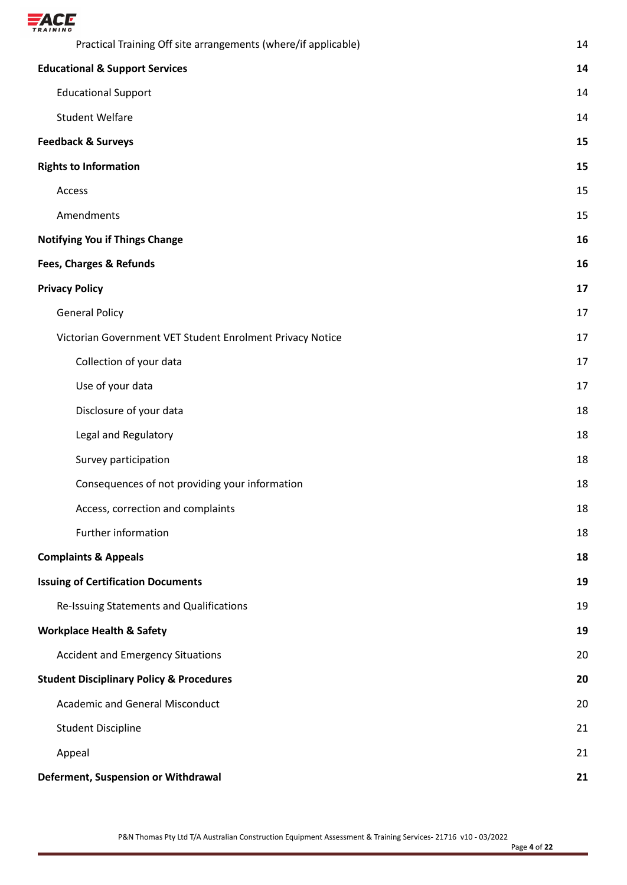| | |
|---|---|
| Practical Training Off site arrangements (where/if applicable) | 14 |
| **Educational & Support Services** | **14** |
| Educational Support | 14 |
| Student Welfare | 14 |
| **Feedback & Surveys** | **15** |
| **Rights to Information** | **15** |
| Access | 15 |
| Amendments | 15 |
| **Notifying You if Things Change** | **16** |
| **Fees, Charges & Refunds** | **16** |
| **Privacy Policy** | **17** |
| General Policy | 17 |
| Victorian Government VET Student Enrolment Privacy Notice | 17 |
| Collection of your data | 17 |
| Use of your data | 17 |
| Disclosure of your data | 18 |
| Legal and Regulatory | 18 |
| Survey participation | 18 |
| Consequences of not providing your information | 18 |
| Access, correction and complaints | 18 |
| Further information | 18 |
| **Complaints & Appeals** | **18** |
| **Issuing of Certification Documents** | **19** |
| Re-Issuing Statements and Qualifications | 19 |
| **Workplace Health & Safety** | **19** |
| Accident and Emergency Situations | 20 |
| **Student Disciplinary Policy & Procedures** | **20** |
| Academic and General Misconduct | 20 |
| Student Discipline | 21 |
| Appeal | 21 |
| **Deferment, Suspension or Withdrawal** | **21** |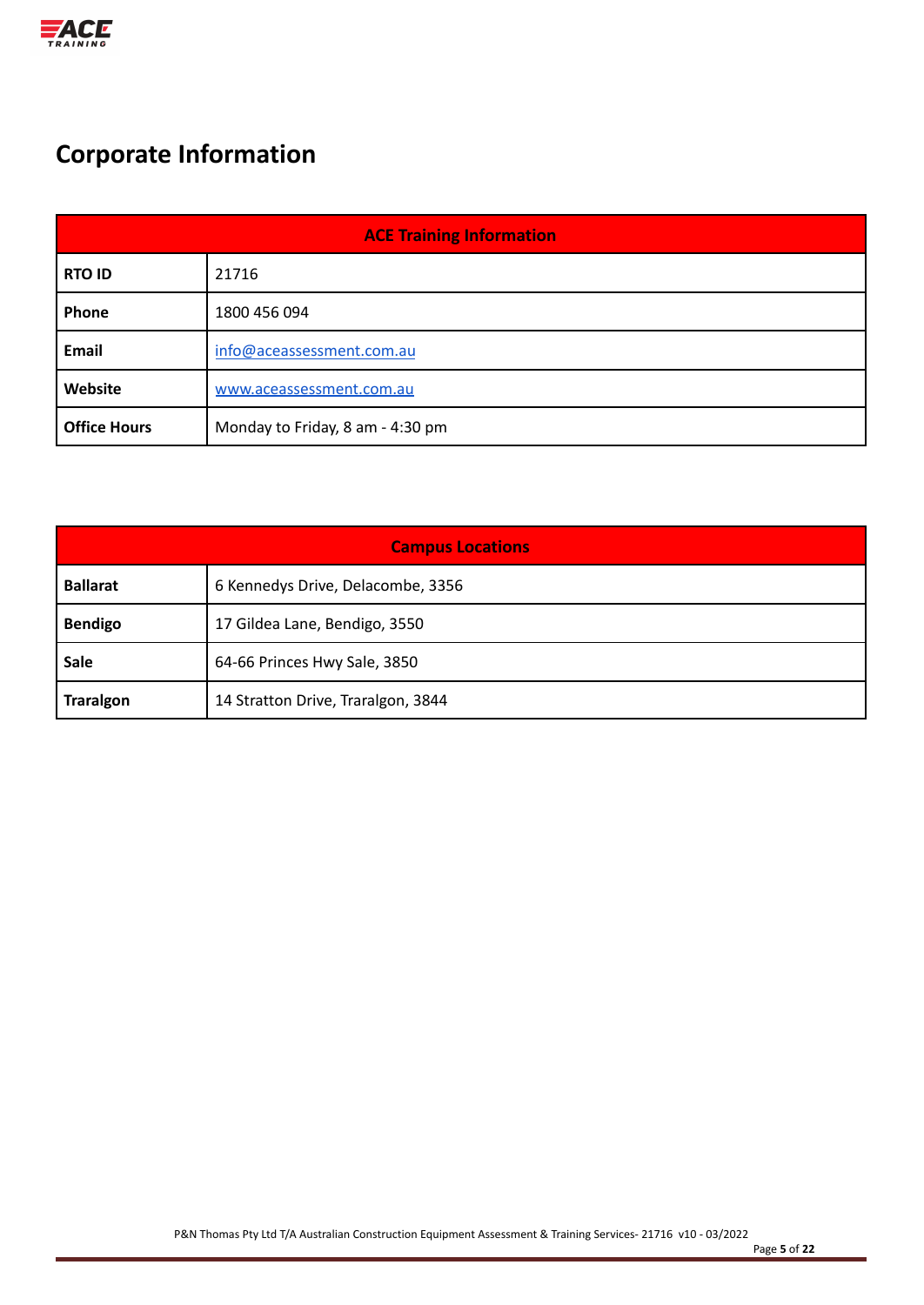# Corporate Information

| ACE Training Information | |
|---|---|
| **RTO ID** | 21716 |
| **Phone** | 1800 456 094 |
| **Email** | info@aceassessment.com.au |
| **Website** | www.aceassessment.com.au |
| **Office Hours** | Monday to Friday, 8 am - 4:30 pm |

| Campus Locations | |
|---|---|
| **Ballarat** | 6 Kennedys Drive, Delacombe, 3356 |
| **Bendigo** | 17 Gildea Lane, Bendigo, 3550 |
| **Sale** | 64-66 Princes Hwy Sale, 3850 |
| **Traralgon** | 14 Stratton Drive, Traralgon, 3844 |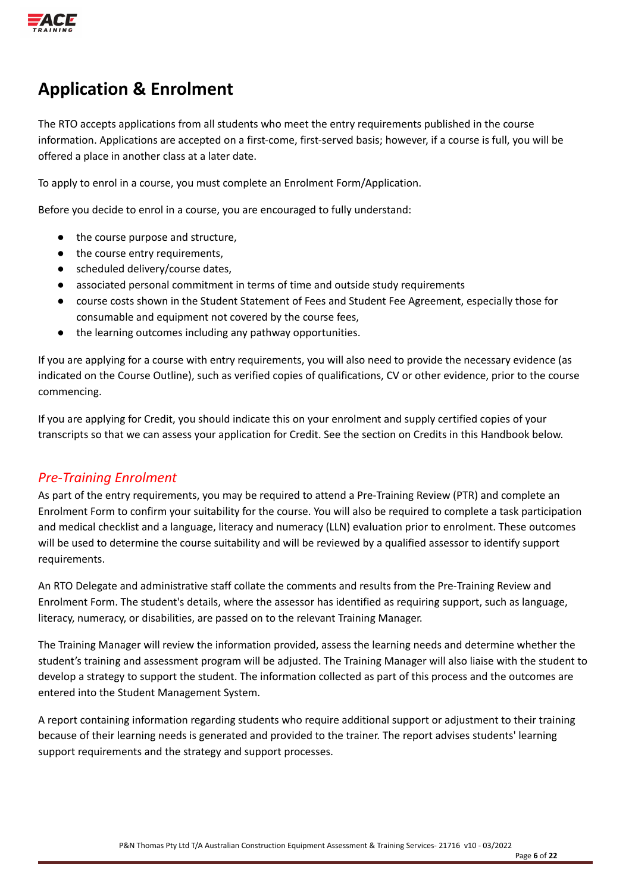# Application & Enrolment

The RTO accepts applications from all students who meet the entry requirements published in the course information. Applications are accepted on a first-come, first-served basis; however, if a course is full, you will be offered a place in another class at a later date.

To apply to enrol in a course, you must complete an Enrolment Form/Application.

Before you decide to enrol in a course, you are encouraged to fully understand:

- the course purpose and structure,
- the course entry requirements,
- scheduled delivery/course dates,
- associated personal commitment in terms of time and outside study requirements
- course costs shown in the Student Statement of Fees and Student Fee Agreement, especially those for consumable and equipment not covered by the course fees,
- the learning outcomes including any pathway opportunities.

If you are applying for a course with entry requirements, you will also need to provide the necessary evidence (as indicated on the Course Outline), such as verified copies of qualifications, CV or other evidence, prior to the course commencing.

If you are applying for Credit, you should indicate this on your enrolment and supply certified copies of your transcripts so that we can assess your application for Credit. See the section on Credits in this Handbook below.

## *Pre-Training Enrolment*

As part of the entry requirements, you may be required to attend a Pre-Training Review (PTR) and complete an Enrolment Form to confirm your suitability for the course. You will also be required to complete a task participation and medical checklist and a language, literacy and numeracy (LLN) evaluation prior to enrolment. These outcomes will be used to determine the course suitability and will be reviewed by a qualified assessor to identify support requirements.

An RTO Delegate and administrative staff collate the comments and results from the Pre-Training Review and Enrolment Form. The student's details, where the assessor has identified as requiring support, such as language, literacy, numeracy, or disabilities, are passed on to the relevant Training Manager.

The Training Manager will review the information provided, assess the learning needs and determine whether the student's training and assessment program will be adjusted. The Training Manager will also liaise with the student to develop a strategy to support the student. The information collected as part of this process and the outcomes are entered into the Student Management System.

A report containing information regarding students who require additional support or adjustment to their training because of their learning needs is generated and provided to the trainer. The report advises students' learning support requirements and the strategy and support processes.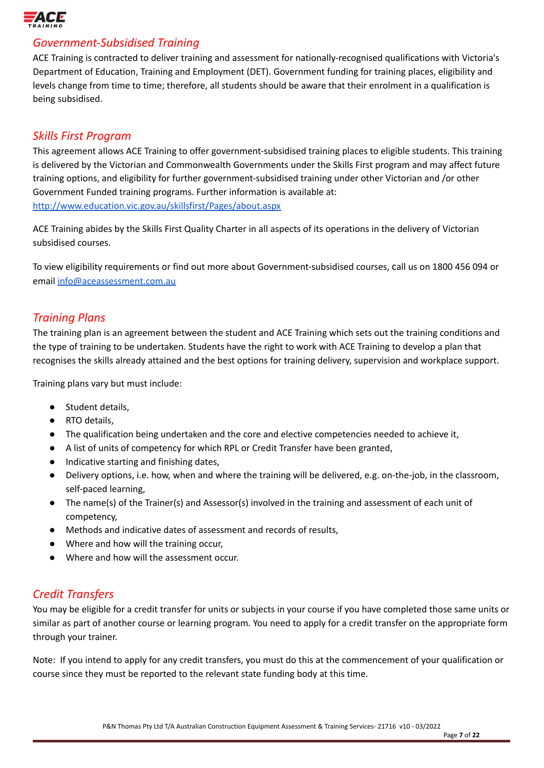## *Government-Subsidised Training*

ACE Training is contracted to deliver training and assessment for nationally-recognised qualifications with Victoria's Department of Education, Training and Employment (DET). Government funding for training places, eligibility and levels change from time to time; therefore, all students should be aware that their enrolment in a qualification is being subsidised.

## *Skills First Program*

This agreement allows ACE Training to offer government-subsidised training places to eligible students. This training is delivered by the Victorian and Commonwealth Governments under the Skills First program and may affect future training options, and eligibility for further government-subsidised training under other Victorian and /or other Government Funded training programs. Further information is available at: [http://www.education.vic.gov.au/skillsfirst/Pages/about.aspx](http://www.education.vic.gov.au/skillsfirst/Pages/about.aspx)

ACE Training abides by the Skills First Quality Charter in all aspects of its operations in the delivery of Victorian subsidised courses.

To view eligibility requirements or find out more about Government-subsidised courses, call us on 1800 456 094 or email [info@aceassessment.com.au](mailto:info@aceassessment.com.au)

## *Training Plans*

The training plan is an agreement between the student and ACE Training which sets out the training conditions and the type of training to be undertaken. Students have the right to work with ACE Training to develop a plan that recognises the skills already attained and the best options for training delivery, supervision and workplace support.

Training plans vary but must include:

- Student details,
- RTO details,
- The qualification being undertaken and the core and elective competencies needed to achieve it,
- A list of units of competency for which RPL or Credit Transfer have been granted,
- Indicative starting and finishing dates,
- Delivery options, i.e. how, when and where the training will be delivered, e.g. on-the-job, in the classroom, self-paced learning,
- The name(s) of the Trainer(s) and Assessor(s) involved in the training and assessment of each unit of competency,
- Methods and indicative dates of assessment and records of results,
- Where and how will the training occur,
- Where and how will the assessment occur.

## *Credit Transfers*

You may be eligible for a credit transfer for units or subjects in your course if you have completed those same units or similar as part of another course or learning program. You need to apply for a credit transfer on the appropriate form through your trainer.

Note: If you intend to apply for any credit transfers, you must do this at the commencement of your qualification or course since they must be reported to the relevant state funding body at this time.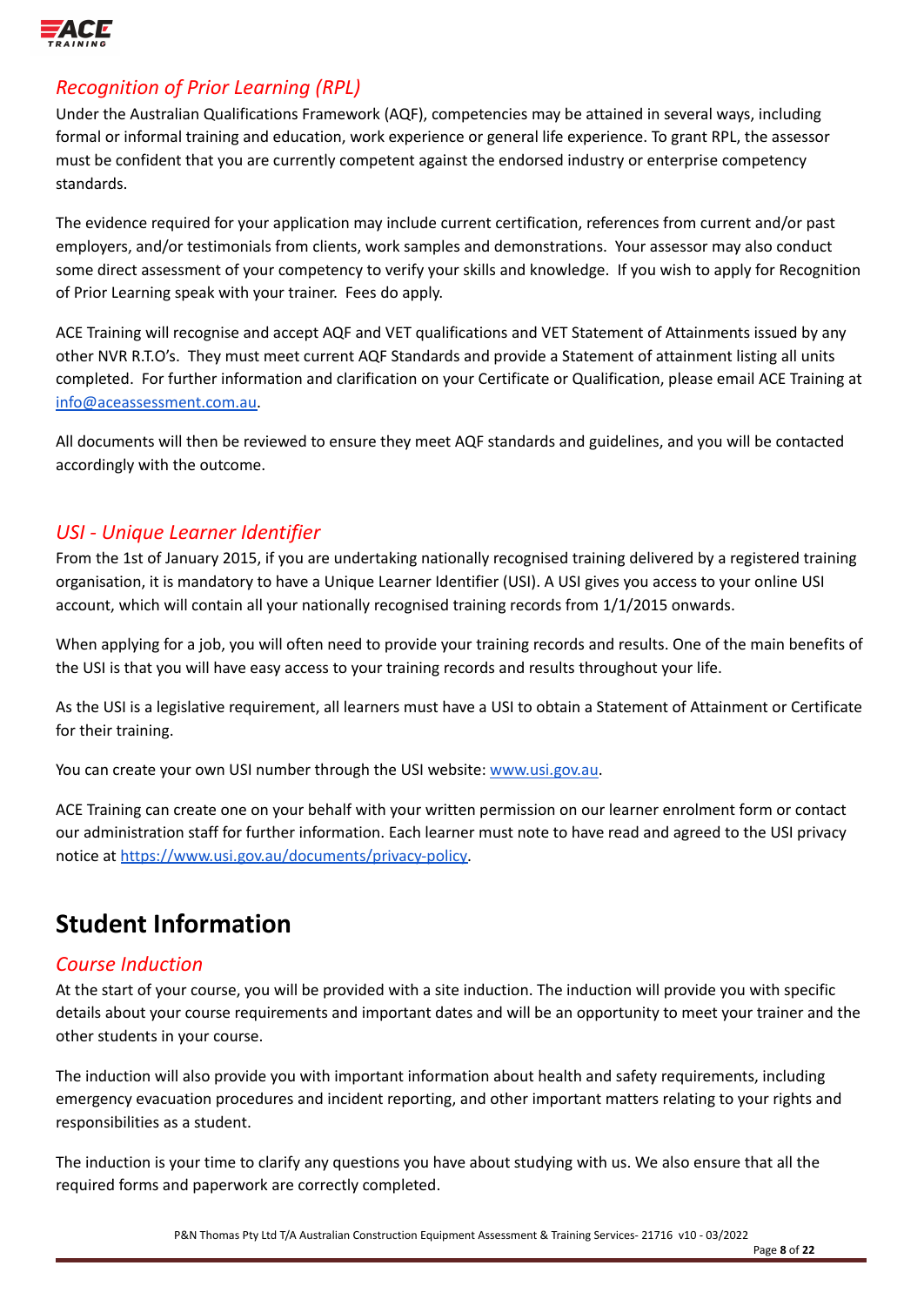### *Recognition of Prior Learning (RPL)*

Under the Australian Qualifications Framework (AQF), competencies may be attained in several ways, including formal or informal training and education, work experience or general life experience. To grant RPL, the assessor must be confident that you are currently competent against the endorsed industry or enterprise competency standards.

The evidence required for your application may include current certification, references from current and/or past employers, and/or testimonials from clients, work samples and demonstrations. Your assessor may also conduct some direct assessment of your competency to verify your skills and knowledge. If you wish to apply for Recognition of Prior Learning speak with your trainer. Fees do apply.

ACE Training will recognise and accept AQF and VET qualifications and VET Statement of Attainments issued by any other NVR R.T.O's. They must meet current AQF Standards and provide a Statement of attainment listing all units completed. For further information and clarification on your Certificate or Qualification, please email ACE Training at info@aceassessment.com.au.

All documents will then be reviewed to ensure they meet AQF standards and guidelines, and you will be contacted accordingly with the outcome.

### *USI - Unique Learner Identifier*

From the 1st of January 2015, if you are undertaking nationally recognised training delivered by a registered training organisation, it is mandatory to have a Unique Learner Identifier (USI). A USI gives you access to your online USI account, which will contain all your nationally recognised training records from 1/1/2015 onwards.

When applying for a job, you will often need to provide your training records and results. One of the main benefits of the USI is that you will have easy access to your training records and results throughout your life.

As the USI is a legislative requirement, all learners must have a USI to obtain a Statement of Attainment or Certificate for their training.

You can create your own USI number through the USI website: www.usi.gov.au.

ACE Training can create one on your behalf with your written permission on our learner enrolment form or contact our administration staff for further information. Each learner must note to have read and agreed to the USI privacy notice at https://www.usi.gov.au/documents/privacy-policy.

## Student Information

### *Course Induction*

At the start of your course, you will be provided with a site induction. The induction will provide you with specific details about your course requirements and important dates and will be an opportunity to meet your trainer and the other students in your course.

The induction will also provide you with important information about health and safety requirements, including emergency evacuation procedures and incident reporting, and other important matters relating to your rights and responsibilities as a student.

The induction is your time to clarify any questions you have about studying with us. We also ensure that all the required forms and paperwork are correctly completed.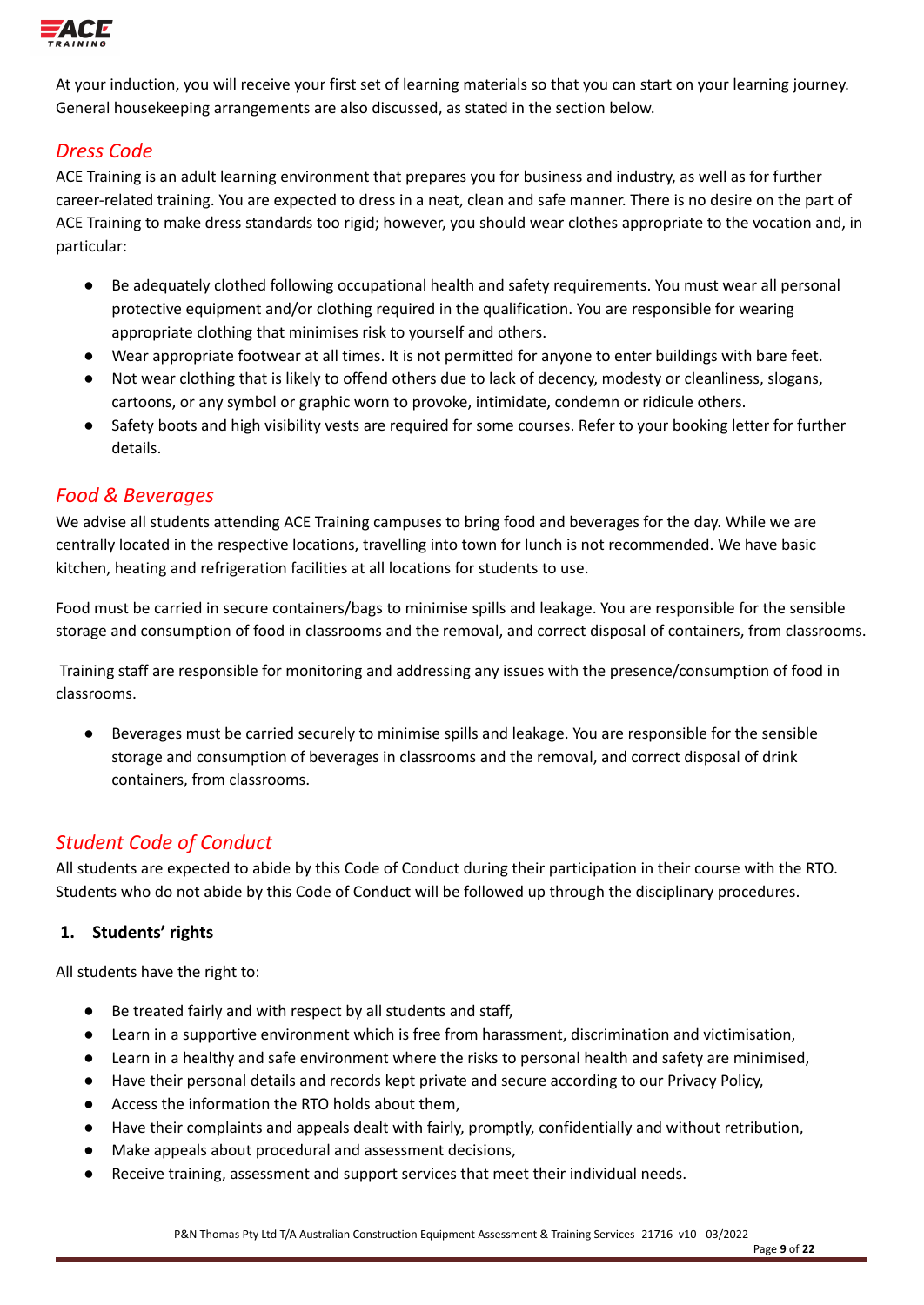At your induction, you will receive your first set of learning materials so that you can start on your learning journey. General housekeeping arrangements are also discussed, as stated in the section below.

## *Dress Code*

ACE Training is an adult learning environment that prepares you for business and industry, as well as for further career-related training. You are expected to dress in a neat, clean and safe manner. There is no desire on the part of ACE Training to make dress standards too rigid; however, you should wear clothes appropriate to the vocation and, in particular:

- Be adequately clothed following occupational health and safety requirements. You must wear all personal protective equipment and/or clothing required in the qualification. You are responsible for wearing appropriate clothing that minimises risk to yourself and others.
- Wear appropriate footwear at all times. It is not permitted for anyone to enter buildings with bare feet.
- Not wear clothing that is likely to offend others due to lack of decency, modesty or cleanliness, slogans, cartoons, or any symbol or graphic worn to provoke, intimidate, condemn or ridicule others.
- Safety boots and high visibility vests are required for some courses. Refer to your booking letter for further details.

## *Food & Beverages*

We advise all students attending ACE Training campuses to bring food and beverages for the day. While we are centrally located in the respective locations, travelling into town for lunch is not recommended. We have basic kitchen, heating and refrigeration facilities at all locations for students to use.

Food must be carried in secure containers/bags to minimise spills and leakage. You are responsible for the sensible storage and consumption of food in classrooms and the removal, and correct disposal of containers, from classrooms.

Training staff are responsible for monitoring and addressing any issues with the presence/consumption of food in classrooms.

- Beverages must be carried securely to minimise spills and leakage. You are responsible for the sensible storage and consumption of beverages in classrooms and the removal, and correct disposal of drink containers, from classrooms.

## *Student Code of Conduct*

All students are expected to abide by this Code of Conduct during their participation in their course with the RTO. Students who do not abide by this Code of Conduct will be followed up through the disciplinary procedures.

### 1. Students' rights

All students have the right to:

- Be treated fairly and with respect by all students and staff,
- Learn in a supportive environment which is free from harassment, discrimination and victimisation,
- Learn in a healthy and safe environment where the risks to personal health and safety are minimised,
- Have their personal details and records kept private and secure according to our Privacy Policy,
- Access the information the RTO holds about them,
- Have their complaints and appeals dealt with fairly, promptly, confidentially and without retribution,
- Make appeals about procedural and assessment decisions,
- Receive training, assessment and support services that meet their individual needs.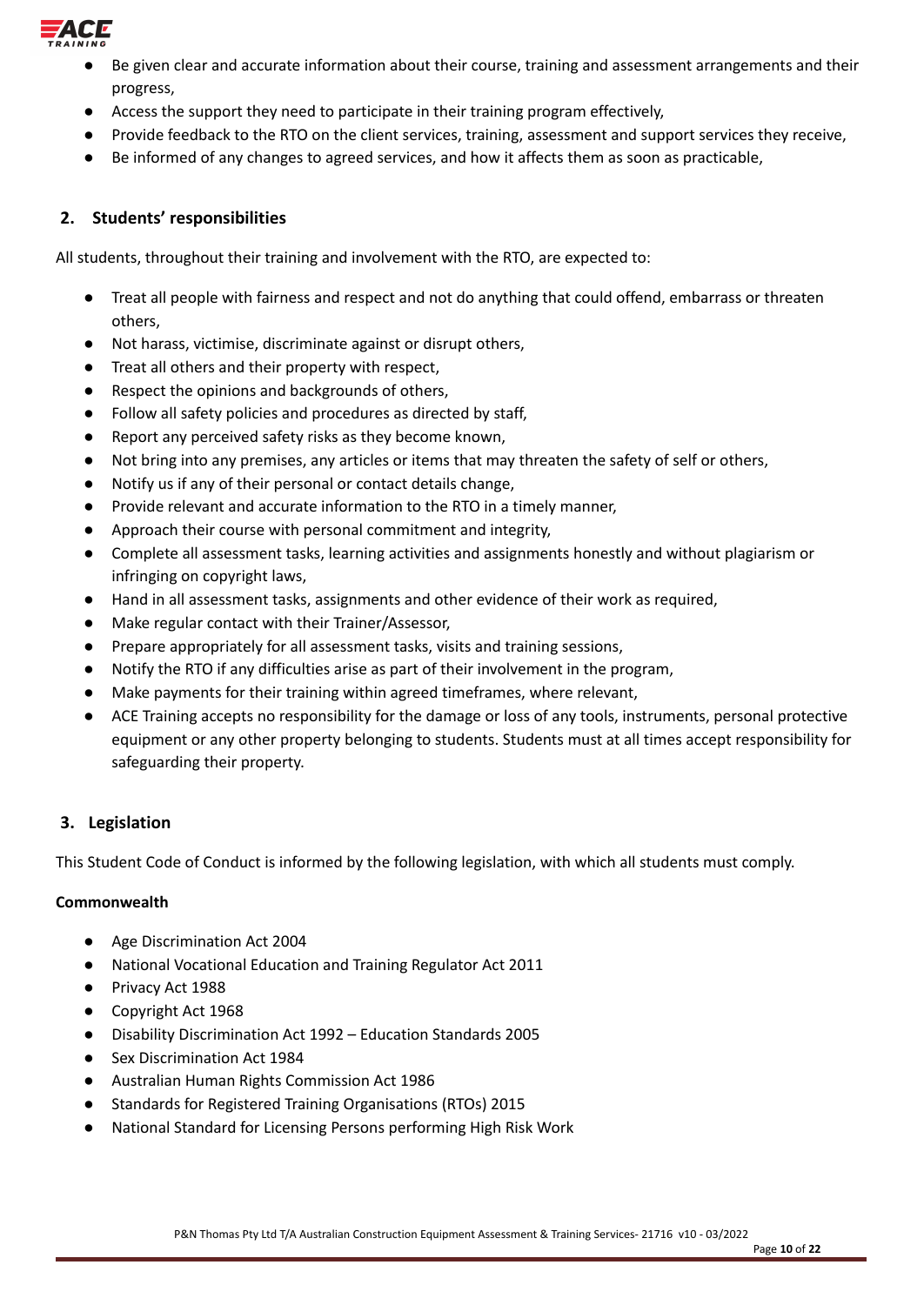- Be given clear and accurate information about their course, training and assessment arrangements and their progress,
- Access the support they need to participate in their training program effectively,
- Provide feedback to the RTO on the client services, training, assessment and support services they receive,
- Be informed of any changes to agreed services, and how it affects them as soon as practicable,

## 2. Students' responsibilities

All students, throughout their training and involvement with the RTO, are expected to:

- Treat all people with fairness and respect and not do anything that could offend, embarrass or threaten others,
- Not harass, victimise, discriminate against or disrupt others,
- Treat all others and their property with respect,
- Respect the opinions and backgrounds of others,
- Follow all safety policies and procedures as directed by staff,
- Report any perceived safety risks as they become known,
- Not bring into any premises, any articles or items that may threaten the safety of self or others,
- Notify us if any of their personal or contact details change,
- Provide relevant and accurate information to the RTO in a timely manner,
- Approach their course with personal commitment and integrity,
- Complete all assessment tasks, learning activities and assignments honestly and without plagiarism or infringing on copyright laws,
- Hand in all assessment tasks, assignments and other evidence of their work as required,
- Make regular contact with their Trainer/Assessor,
- Prepare appropriately for all assessment tasks, visits and training sessions,
- Notify the RTO if any difficulties arise as part of their involvement in the program,
- Make payments for their training within agreed timeframes, where relevant,
- ACE Training accepts no responsibility for the damage or loss of any tools, instruments, personal protective equipment or any other property belonging to students. Students must at all times accept responsibility for safeguarding their property.

## 3. Legislation

This Student Code of Conduct is informed by the following legislation, with which all students must comply.

**Commonwealth**

- Age Discrimination Act 2004
- National Vocational Education and Training Regulator Act 2011
- Privacy Act 1988
- Copyright Act 1968
- Disability Discrimination Act 1992 – Education Standards 2005
- Sex Discrimination Act 1984
- Australian Human Rights Commission Act 1986
- Standards for Registered Training Organisations (RTOs) 2015
- National Standard for Licensing Persons performing High Risk Work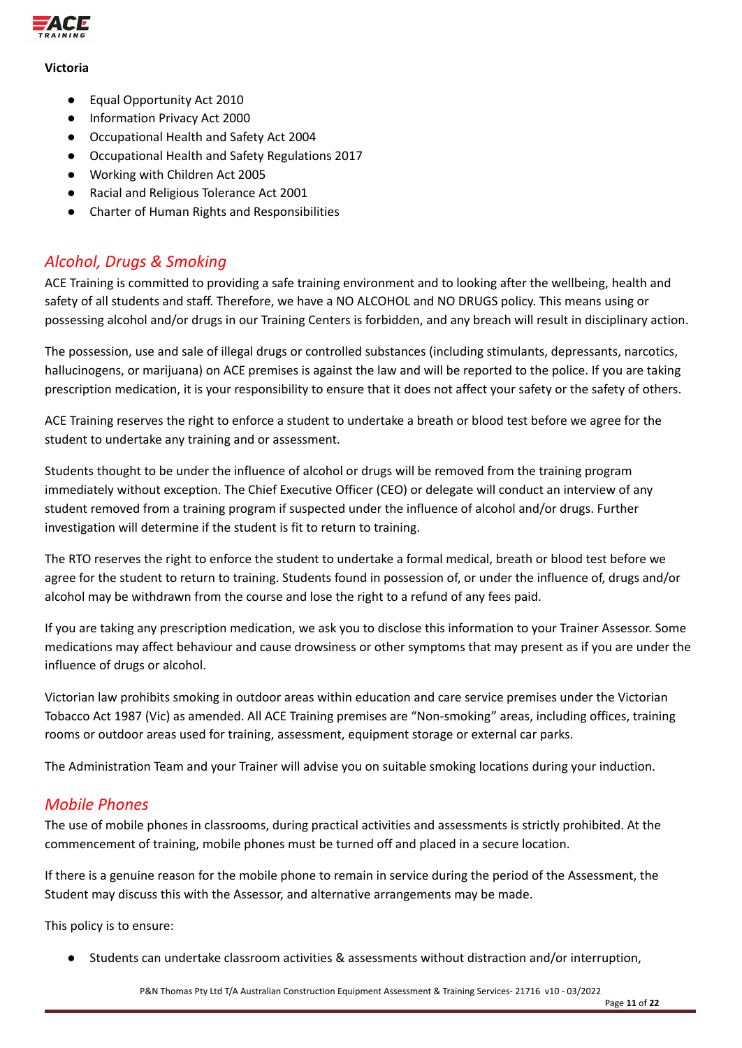**Victoria**

- Equal Opportunity Act 2010
- Information Privacy Act 2000
- Occupational Health and Safety Act 2004
- Occupational Health and Safety Regulations 2017
- Working with Children Act 2005
- Racial and Religious Tolerance Act 2001
- Charter of Human Rights and Responsibilities

## *Alcohol, Drugs & Smoking*

ACE Training is committed to providing a safe training environment and to looking after the wellbeing, health and safety of all students and staff. Therefore, we have a NO ALCOHOL and NO DRUGS policy. This means using or possessing alcohol and/or drugs in our Training Centers is forbidden, and any breach will result in disciplinary action.

The possession, use and sale of illegal drugs or controlled substances (including stimulants, depressants, narcotics, hallucinogens, or marijuana) on ACE premises is against the law and will be reported to the police. If you are taking prescription medication, it is your responsibility to ensure that it does not affect your safety or the safety of others.

ACE Training reserves the right to enforce a student to undertake a breath or blood test before we agree for the student to undertake any training and or assessment.

Students thought to be under the influence of alcohol or drugs will be removed from the training program immediately without exception. The Chief Executive Officer (CEO) or delegate will conduct an interview of any student removed from a training program if suspected under the influence of alcohol and/or drugs. Further investigation will determine if the student is fit to return to training.

The RTO reserves the right to enforce the student to undertake a formal medical, breath or blood test before we agree for the student to return to training. Students found in possession of, or under the influence of, drugs and/or alcohol may be withdrawn from the course and lose the right to a refund of any fees paid.

If you are taking any prescription medication, we ask you to disclose this information to your Trainer Assessor. Some medications may affect behaviour and cause drowsiness or other symptoms that may present as if you are under the influence of drugs or alcohol.

Victorian law prohibits smoking in outdoor areas within education and care service premises under the Victorian Tobacco Act 1987 (Vic) as amended. All ACE Training premises are "Non-smoking" areas, including offices, training rooms or outdoor areas used for training, assessment, equipment storage or external car parks.

The Administration Team and your Trainer will advise you on suitable smoking locations during your induction.

## *Mobile Phones*

The use of mobile phones in classrooms, during practical activities and assessments is strictly prohibited. At the commencement of training, mobile phones must be turned off and placed in a secure location.

If there is a genuine reason for the mobile phone to remain in service during the period of the Assessment, the Student may discuss this with the Assessor, and alternative arrangements may be made.

This policy is to ensure:

- Students can undertake classroom activities & assessments without distraction and/or interruption,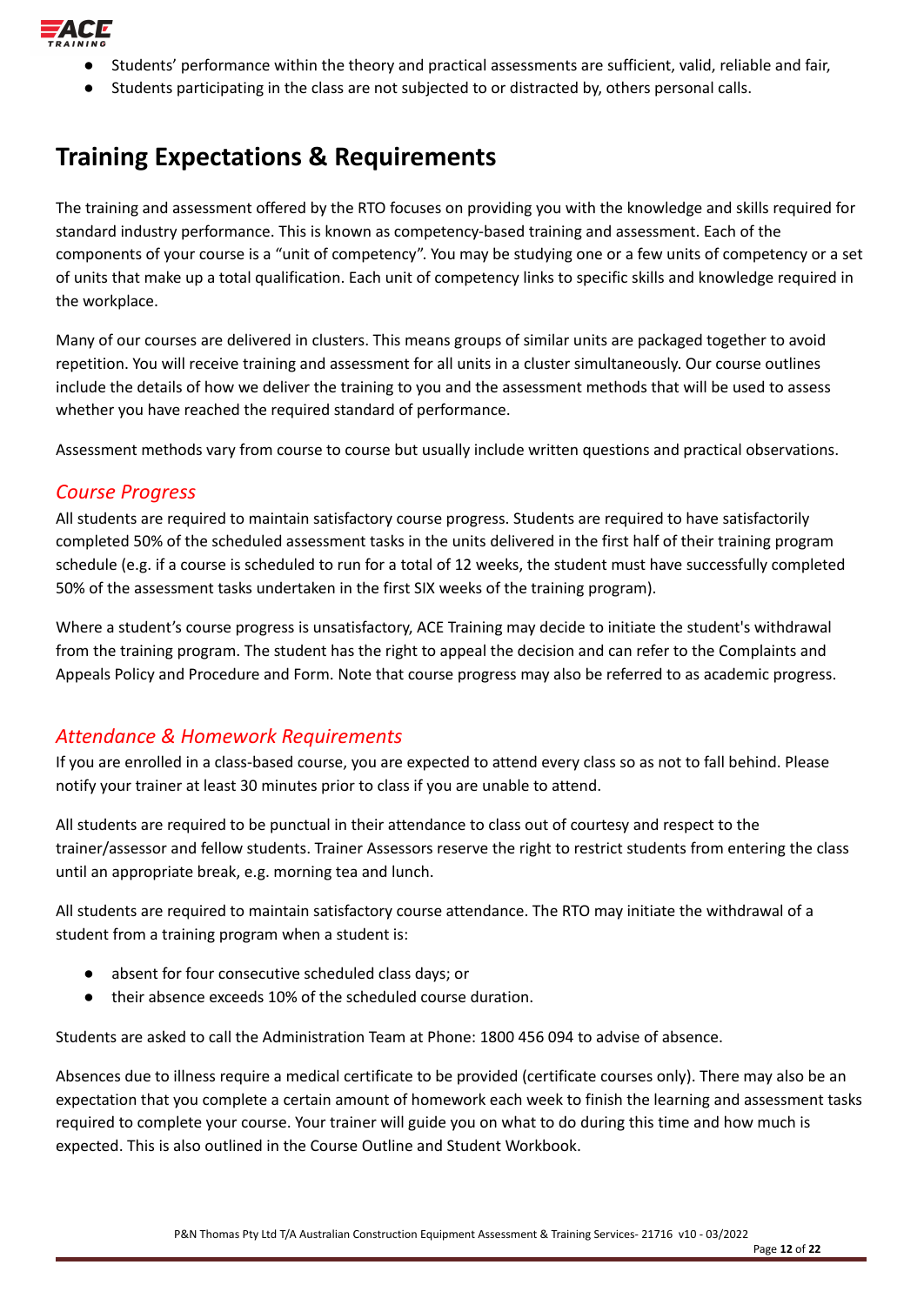- Students' performance within the theory and practical assessments are sufficient, valid, reliable and fair,
- Students participating in the class are not subjected to or distracted by, others personal calls.

## Training Expectations & Requirements

The training and assessment offered by the RTO focuses on providing you with the knowledge and skills required for standard industry performance. This is known as competency-based training and assessment. Each of the components of your course is a "unit of competency". You may be studying one or a few units of competency or a set of units that make up a total qualification. Each unit of competency links to specific skills and knowledge required in the workplace.

Many of our courses are delivered in clusters. This means groups of similar units are packaged together to avoid repetition. You will receive training and assessment for all units in a cluster simultaneously. Our course outlines include the details of how we deliver the training to you and the assessment methods that will be used to assess whether you have reached the required standard of performance.

Assessment methods vary from course to course but usually include written questions and practical observations.

### *Course Progress*

All students are required to maintain satisfactory course progress. Students are required to have satisfactorily completed 50% of the scheduled assessment tasks in the units delivered in the first half of their training program schedule (e.g. if a course is scheduled to run for a total of 12 weeks, the student must have successfully completed 50% of the assessment tasks undertaken in the first SIX weeks of the training program).

Where a student's course progress is unsatisfactory, ACE Training may decide to initiate the student's withdrawal from the training program. The student has the right to appeal the decision and can refer to the Complaints and Appeals Policy and Procedure and Form. Note that course progress may also be referred to as academic progress.

### *Attendance & Homework Requirements*

If you are enrolled in a class-based course, you are expected to attend every class so as not to fall behind. Please notify your trainer at least 30 minutes prior to class if you are unable to attend.

All students are required to be punctual in their attendance to class out of courtesy and respect to the trainer/assessor and fellow students. Trainer Assessors reserve the right to restrict students from entering the class until an appropriate break, e.g. morning tea and lunch.

All students are required to maintain satisfactory course attendance. The RTO may initiate the withdrawal of a student from a training program when a student is:

- absent for four consecutive scheduled class days; or
- their absence exceeds 10% of the scheduled course duration.

Students are asked to call the Administration Team at Phone: 1800 456 094 to advise of absence.

Absences due to illness require a medical certificate to be provided (certificate courses only). There may also be an expectation that you complete a certain amount of homework each week to finish the learning and assessment tasks required to complete your course. Your trainer will guide you on what to do during this time and how much is expected. This is also outlined in the Course Outline and Student Workbook.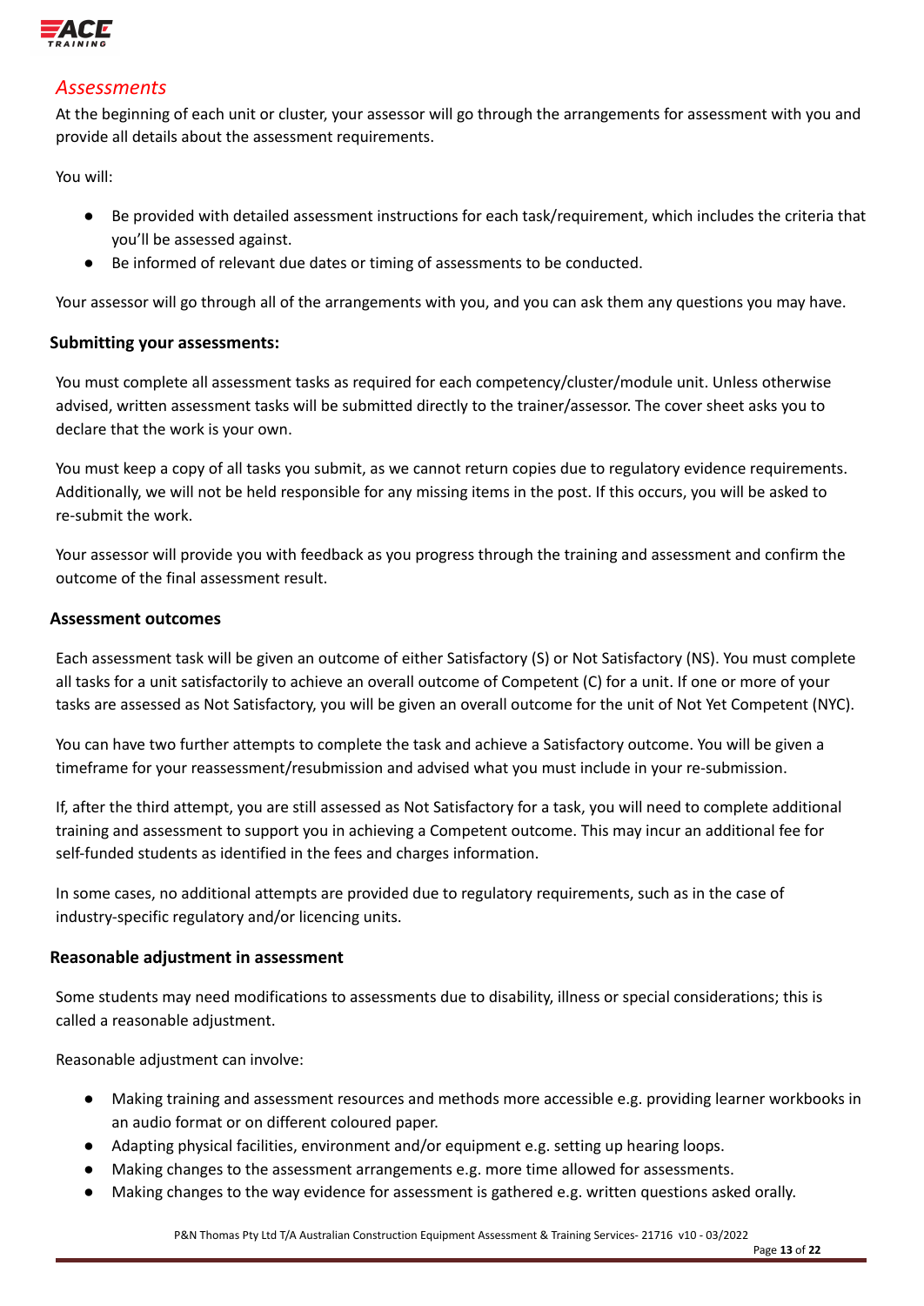## *Assessments*

At the beginning of each unit or cluster, your assessor will go through the arrangements for assessment with you and provide all details about the assessment requirements.

You will:

- Be provided with detailed assessment instructions for each task/requirement, which includes the criteria that you'll be assessed against.
- Be informed of relevant due dates or timing of assessments to be conducted.

Your assessor will go through all of the arrangements with you, and you can ask them any questions you may have.

### Submitting your assessments:

You must complete all assessment tasks as required for each competency/cluster/module unit. Unless otherwise advised, written assessment tasks will be submitted directly to the trainer/assessor. The cover sheet asks you to declare that the work is your own.

You must keep a copy of all tasks you submit, as we cannot return copies due to regulatory evidence requirements. Additionally, we will not be held responsible for any missing items in the post. If this occurs, you will be asked to re-submit the work.

Your assessor will provide you with feedback as you progress through the training and assessment and confirm the outcome of the final assessment result.

### Assessment outcomes

Each assessment task will be given an outcome of either Satisfactory (S) or Not Satisfactory (NS). You must complete all tasks for a unit satisfactorily to achieve an overall outcome of Competent (C) for a unit. If one or more of your tasks are assessed as Not Satisfactory, you will be given an overall outcome for the unit of Not Yet Competent (NYC).

You can have two further attempts to complete the task and achieve a Satisfactory outcome. You will be given a timeframe for your reassessment/resubmission and advised what you must include in your re-submission.

If, after the third attempt, you are still assessed as Not Satisfactory for a task, you will need to complete additional training and assessment to support you in achieving a Competent outcome. This may incur an additional fee for self-funded students as identified in the fees and charges information.

In some cases, no additional attempts are provided due to regulatory requirements, such as in the case of industry-specific regulatory and/or licencing units.

### Reasonable adjustment in assessment

Some students may need modifications to assessments due to disability, illness or special considerations; this is called a reasonable adjustment.

Reasonable adjustment can involve:

- Making training and assessment resources and methods more accessible e.g. providing learner workbooks in an audio format or on different coloured paper.
- Adapting physical facilities, environment and/or equipment e.g. setting up hearing loops.
- Making changes to the assessment arrangements e.g. more time allowed for assessments.
- Making changes to the way evidence for assessment is gathered e.g. written questions asked orally.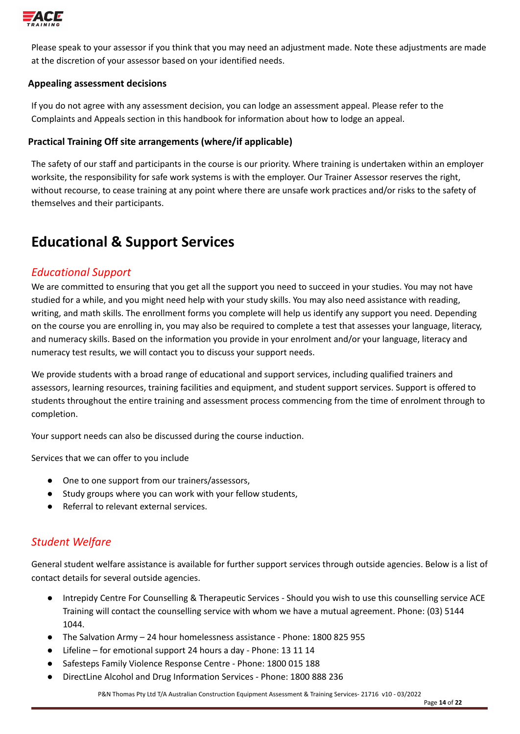Please speak to your assessor if you think that you may need an adjustment made. Note these adjustments are made at the discretion of your assessor based on your identified needs.

**Appealing assessment decisions**

If you do not agree with any assessment decision, you can lodge an assessment appeal. Please refer to the Complaints and Appeals section in this handbook for information about how to lodge an appeal.

**Practical Training Off site arrangements (where/if applicable)**

The safety of our staff and participants in the course is our priority. Where training is undertaken within an employer worksite, the responsibility for safe work systems is with the employer. Our Trainer Assessor reserves the right, without recourse, to cease training at any point where there are unsafe work practices and/or risks to the safety of themselves and their participants.

# Educational & Support Services

## *Educational Support*

We are committed to ensuring that you get all the support you need to succeed in your studies. You may not have studied for a while, and you might need help with your study skills. You may also need assistance with reading, writing, and math skills. The enrollment forms you complete will help us identify any support you need. Depending on the course you are enrolling in, you may also be required to complete a test that assesses your language, literacy, and numeracy skills. Based on the information you provide in your enrolment and/or your language, literacy and numeracy test results, we will contact you to discuss your support needs.

We provide students with a broad range of educational and support services, including qualified trainers and assessors, learning resources, training facilities and equipment, and student support services. Support is offered to students throughout the entire training and assessment process commencing from the time of enrolment through to completion.

Your support needs can also be discussed during the course induction.

Services that we can offer to you include

- One to one support from our trainers/assessors,
- Study groups where you can work with your fellow students,
- Referral to relevant external services.

## *Student Welfare*

General student welfare assistance is available for further support services through outside agencies. Below is a list of contact details for several outside agencies.

- Intrepidy Centre For Counselling & Therapeutic Services - Should you wish to use this counselling service ACE Training will contact the counselling service with whom we have a mutual agreement. Phone: (03) 5144 1044.
- The Salvation Army – 24 hour homelessness assistance - Phone: 1800 825 955
- Lifeline – for emotional support 24 hours a day - Phone: 13 11 14
- Safesteps Family Violence Response Centre - Phone: 1800 015 188
- DirectLine Alcohol and Drug Information Services - Phone: 1800 888 236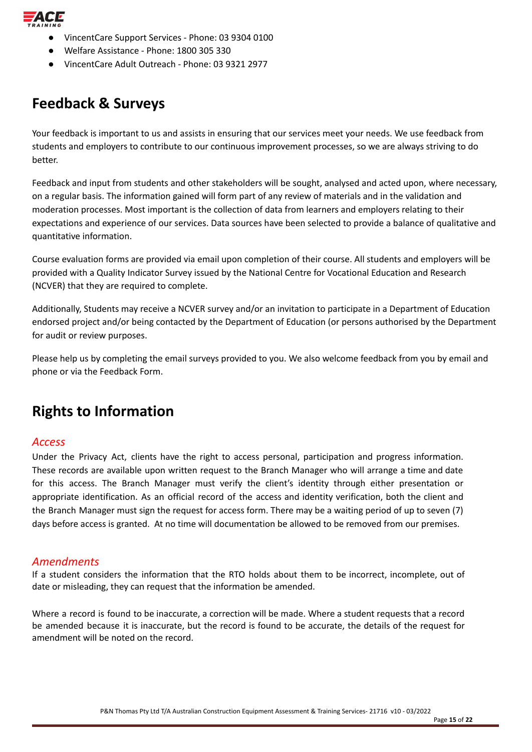- VincentCare Support Services - Phone: 03 9304 0100
- Welfare Assistance - Phone: 1800 305 330
- VincentCare Adult Outreach - Phone: 03 9321 2977

# Feedback & Surveys

Your feedback is important to us and assists in ensuring that our services meet your needs. We use feedback from students and employers to contribute to our continuous improvement processes, so we are always striving to do better.

Feedback and input from students and other stakeholders will be sought, analysed and acted upon, where necessary, on a regular basis. The information gained will form part of any review of materials and in the validation and moderation processes. Most important is the collection of data from learners and employers relating to their expectations and experience of our services. Data sources have been selected to provide a balance of qualitative and quantitative information.

Course evaluation forms are provided via email upon completion of their course. All students and employers will be provided with a Quality Indicator Survey issued by the National Centre for Vocational Education and Research (NCVER) that they are required to complete.

Additionally, Students may receive a NCVER survey and/or an invitation to participate in a Department of Education endorsed project and/or being contacted by the Department of Education (or persons authorised by the Department for audit or review purposes.

Please help us by completing the email surveys provided to you. We also welcome feedback from you by email and phone or via the Feedback Form.

# Rights to Information

## *Access*

Under the Privacy Act, clients have the right to access personal, participation and progress information. These records are available upon written request to the Branch Manager who will arrange a time and date for this access. The Branch Manager must verify the client's identity through either presentation or appropriate identification. As an official record of the access and identity verification, both the client and the Branch Manager must sign the request for access form. There may be a waiting period of up to seven (7) days before access is granted. At no time will documentation be allowed to be removed from our premises.

## *Amendments*

If a student considers the information that the RTO holds about them to be incorrect, incomplete, out of date or misleading, they can request that the information be amended.

Where a record is found to be inaccurate, a correction will be made. Where a student requests that a record be amended because it is inaccurate, but the record is found to be accurate, the details of the request for amendment will be noted on the record.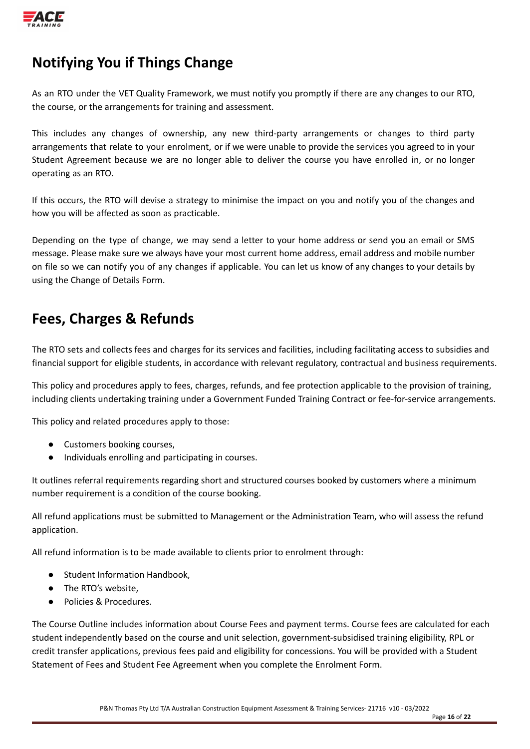## Notifying You if Things Change

As an RTO under the VET Quality Framework, we must notify you promptly if there are any changes to our RTO, the course, or the arrangements for training and assessment.

This includes any changes of ownership, any new third-party arrangements or changes to third party arrangements that relate to your enrolment, or if we were unable to provide the services you agreed to in your Student Agreement because we are no longer able to deliver the course you have enrolled in, or no longer operating as an RTO.

If this occurs, the RTO will devise a strategy to minimise the impact on you and notify you of the changes and how you will be affected as soon as practicable.

Depending on the type of change, we may send a letter to your home address or send you an email or SMS message. Please make sure we always have your most current home address, email address and mobile number on file so we can notify you of any changes if applicable. You can let us know of any changes to your details by using the Change of Details Form.

## Fees, Charges & Refunds

The RTO sets and collects fees and charges for its services and facilities, including facilitating access to subsidies and financial support for eligible students, in accordance with relevant regulatory, contractual and business requirements.

This policy and procedures apply to fees, charges, refunds, and fee protection applicable to the provision of training, including clients undertaking training under a Government Funded Training Contract or fee-for-service arrangements.

This policy and related procedures apply to those:

- Customers booking courses,
- Individuals enrolling and participating in courses.

It outlines referral requirements regarding short and structured courses booked by customers where a minimum number requirement is a condition of the course booking.

All refund applications must be submitted to Management or the Administration Team, who will assess the refund application.

All refund information is to be made available to clients prior to enrolment through:

- Student Information Handbook,
- The RTO's website,
- Policies & Procedures.

The Course Outline includes information about Course Fees and payment terms. Course fees are calculated for each student independently based on the course and unit selection, government-subsidised training eligibility, RPL or credit transfer applications, previous fees paid and eligibility for concessions. You will be provided with a Student Statement of Fees and Student Fee Agreement when you complete the Enrolment Form.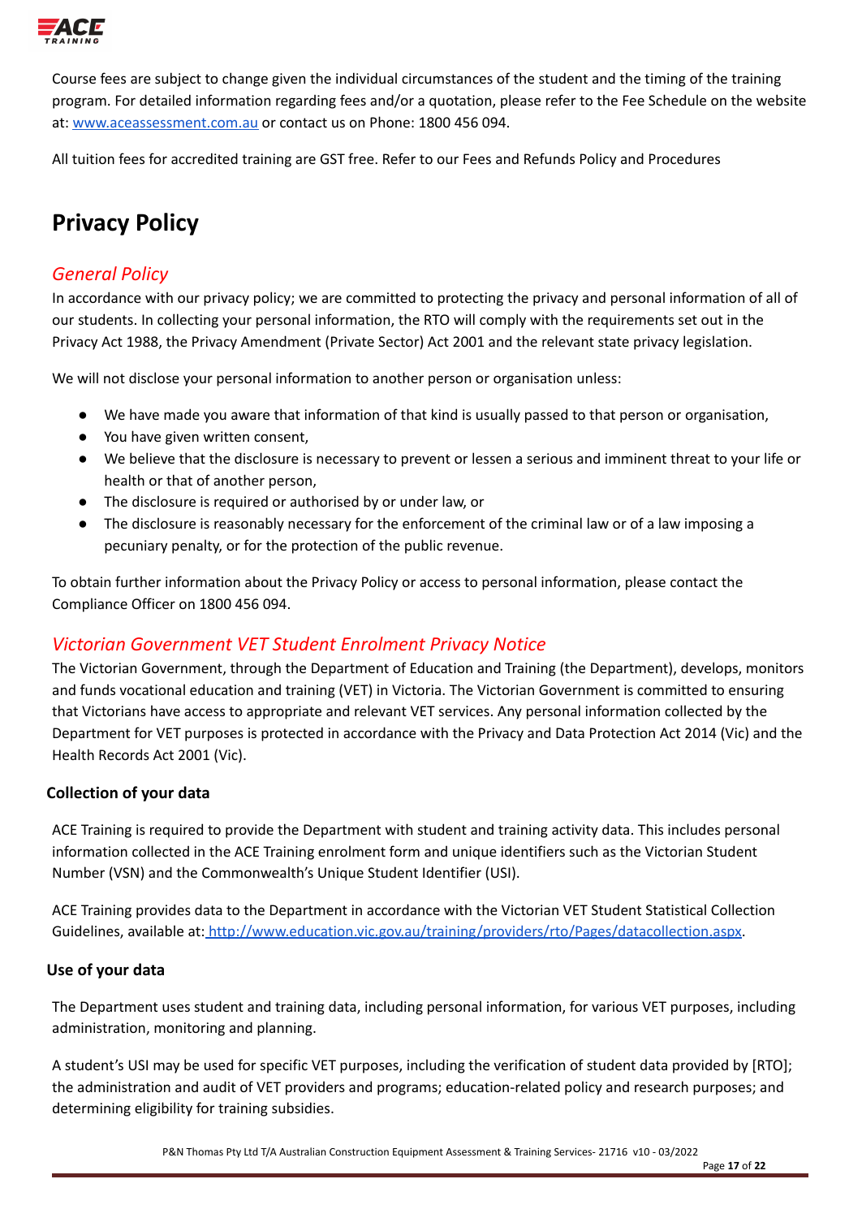Course fees are subject to change given the individual circumstances of the student and the timing of the training program. For detailed information regarding fees and/or a quotation, please refer to the Fee Schedule on the website at: [www.aceassessment.com.au](http://www.aceassessment.com.au) or contact us on Phone: 1800 456 094.

All tuition fees for accredited training are GST free. Refer to our Fees and Refunds Policy and Procedures

# Privacy Policy

## *General Policy*

In accordance with our privacy policy; we are committed to protecting the privacy and personal information of all of our students. In collecting your personal information, the RTO will comply with the requirements set out in the Privacy Act 1988, the Privacy Amendment (Private Sector) Act 2001 and the relevant state privacy legislation.

We will not disclose your personal information to another person or organisation unless:

- We have made you aware that information of that kind is usually passed to that person or organisation,
- You have given written consent,
- We believe that the disclosure is necessary to prevent or lessen a serious and imminent threat to your life or health or that of another person,
- The disclosure is required or authorised by or under law, or
- The disclosure is reasonably necessary for the enforcement of the criminal law or of a law imposing a pecuniary penalty, or for the protection of the public revenue.

To obtain further information about the Privacy Policy or access to personal information, please contact the Compliance Officer on 1800 456 094.

## *Victorian Government VET Student Enrolment Privacy Notice*

The Victorian Government, through the Department of Education and Training (the Department), develops, monitors and funds vocational education and training (VET) in Victoria. The Victorian Government is committed to ensuring that Victorians have access to appropriate and relevant VET services. Any personal information collected by the Department for VET purposes is protected in accordance with the Privacy and Data Protection Act 2014 (Vic) and the Health Records Act 2001 (Vic).

### Collection of your data

ACE Training is required to provide the Department with student and training activity data. This includes personal information collected in the ACE Training enrolment form and unique identifiers such as the Victorian Student Number (VSN) and the Commonwealth's Unique Student Identifier (USI).

ACE Training provides data to the Department in accordance with the Victorian VET Student Statistical Collection Guidelines, available at: [http://www.education.vic.gov.au/training/providers/rto/Pages/datacollection.aspx](http://www.education.vic.gov.au/training/providers/rto/Pages/datacollection.aspx).

### Use of your data

The Department uses student and training data, including personal information, for various VET purposes, including administration, monitoring and planning.

A student's USI may be used for specific VET purposes, including the verification of student data provided by [RTO]; the administration and audit of VET providers and programs; education-related policy and research purposes; and determining eligibility for training subsidies.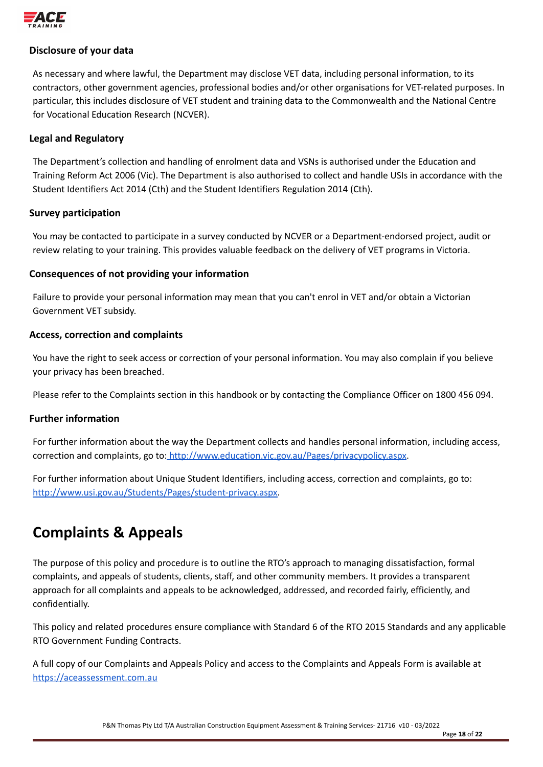### Disclosure of your data

As necessary and where lawful, the Department may disclose VET data, including personal information, to its contractors, other government agencies, professional bodies and/or other organisations for VET-related purposes. In particular, this includes disclosure of VET student and training data to the Commonwealth and the National Centre for Vocational Education Research (NCVER).

### Legal and Regulatory

The Department's collection and handling of enrolment data and VSNs is authorised under the Education and Training Reform Act 2006 (Vic). The Department is also authorised to collect and handle USIs in accordance with the Student Identifiers Act 2014 (Cth) and the Student Identifiers Regulation 2014 (Cth).

### Survey participation

You may be contacted to participate in a survey conducted by NCVER or a Department-endorsed project, audit or review relating to your training. This provides valuable feedback on the delivery of VET programs in Victoria.

### Consequences of not providing your information

Failure to provide your personal information may mean that you can't enrol in VET and/or obtain a Victorian Government VET subsidy.

### Access, correction and complaints

You have the right to seek access or correction of your personal information. You may also complain if you believe your privacy has been breached.

Please refer to the Complaints section in this handbook or by contacting the Compliance Officer on 1800 456 094.

### Further information

For further information about the way the Department collects and handles personal information, including access, correction and complaints, go to: http://www.education.vic.gov.au/Pages/privacypolicy.aspx.

For further information about Unique Student Identifiers, including access, correction and complaints, go to: http://www.usi.gov.au/Students/Pages/student-privacy.aspx.

## Complaints & Appeals

The purpose of this policy and procedure is to outline the RTO's approach to managing dissatisfaction, formal complaints, and appeals of students, clients, staff, and other community members. It provides a transparent approach for all complaints and appeals to be acknowledged, addressed, and recorded fairly, efficiently, and confidentially.

This policy and related procedures ensure compliance with Standard 6 of the RTO 2015 Standards and any applicable RTO Government Funding Contracts.

A full copy of our Complaints and Appeals Policy and access to the Complaints and Appeals Form is available at https://aceassessment.com.au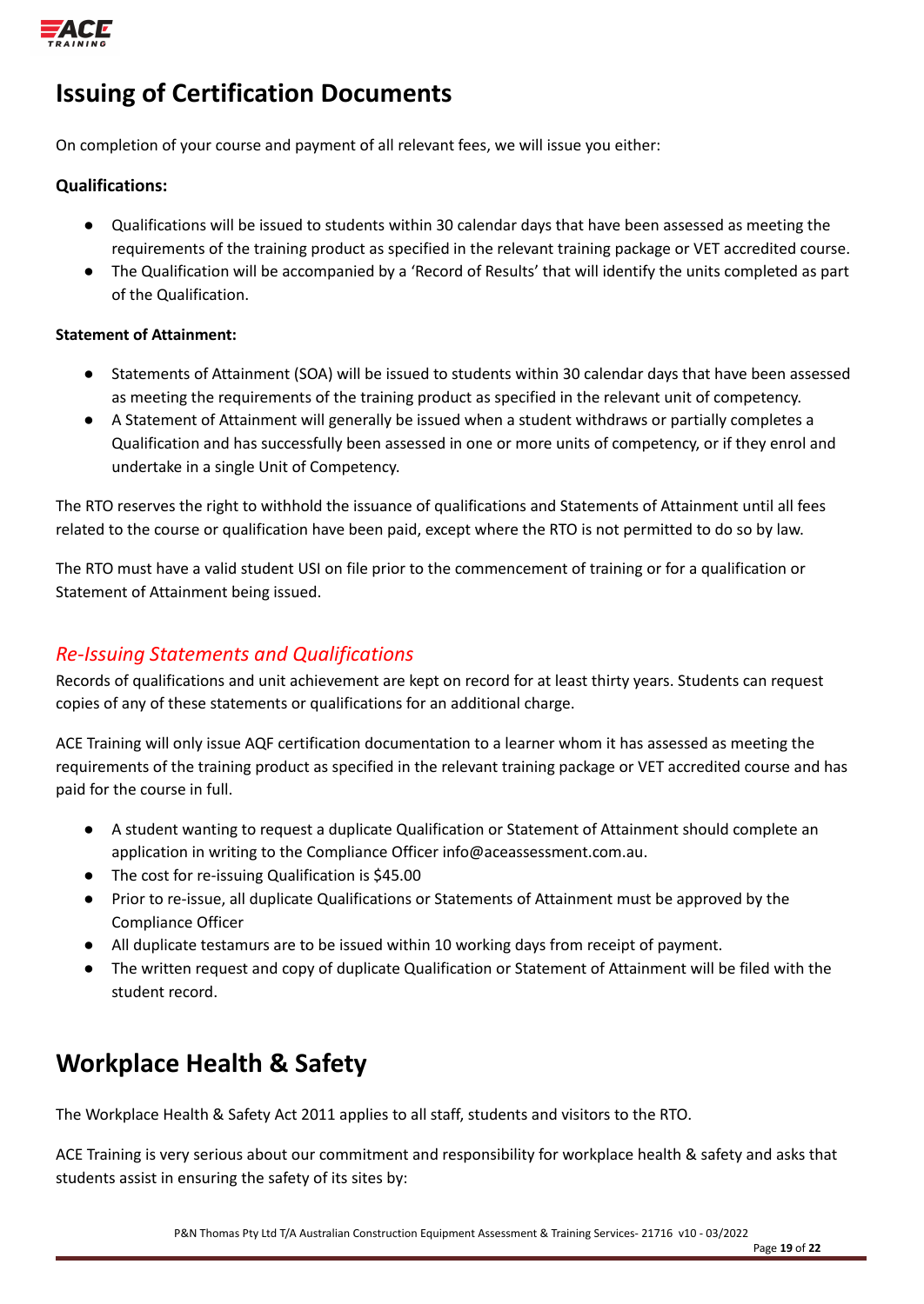# Issuing of Certification Documents

On completion of your course and payment of all relevant fees, we will issue you either:

**Qualifications:**

- Qualifications will be issued to students within 30 calendar days that have been assessed as meeting the requirements of the training product as specified in the relevant training package or VET accredited course.
- The Qualification will be accompanied by a 'Record of Results' that will identify the units completed as part of the Qualification.

**Statement of Attainment:**

- Statements of Attainment (SOA) will be issued to students within 30 calendar days that have been assessed as meeting the requirements of the training product as specified in the relevant unit of competency.
- A Statement of Attainment will generally be issued when a student withdraws or partially completes a Qualification and has successfully been assessed in one or more units of competency, or if they enrol and undertake in a single Unit of Competency.

The RTO reserves the right to withhold the issuance of qualifications and Statements of Attainment until all fees related to the course or qualification have been paid, except where the RTO is not permitted to do so by law.

The RTO must have a valid student USI on file prior to the commencement of training or for a qualification or Statement of Attainment being issued.

## *Re-Issuing Statements and Qualifications*

Records of qualifications and unit achievement are kept on record for at least thirty years. Students can request copies of any of these statements or qualifications for an additional charge.

ACE Training will only issue AQF certification documentation to a learner whom it has assessed as meeting the requirements of the training product as specified in the relevant training package or VET accredited course and has paid for the course in full.

- A student wanting to request a duplicate Qualification or Statement of Attainment should complete an application in writing to the Compliance Officer info@aceassessment.com.au.
- The cost for re-issuing Qualification is $45.00
- Prior to re-issue, all duplicate Qualifications or Statements of Attainment must be approved by the Compliance Officer
- All duplicate testamurs are to be issued within 10 working days from receipt of payment.
- The written request and copy of duplicate Qualification or Statement of Attainment will be filed with the student record.

# Workplace Health & Safety

The Workplace Health & Safety Act 2011 applies to all staff, students and visitors to the RTO.

ACE Training is very serious about our commitment and responsibility for workplace health & safety and asks that students assist in ensuring the safety of its sites by: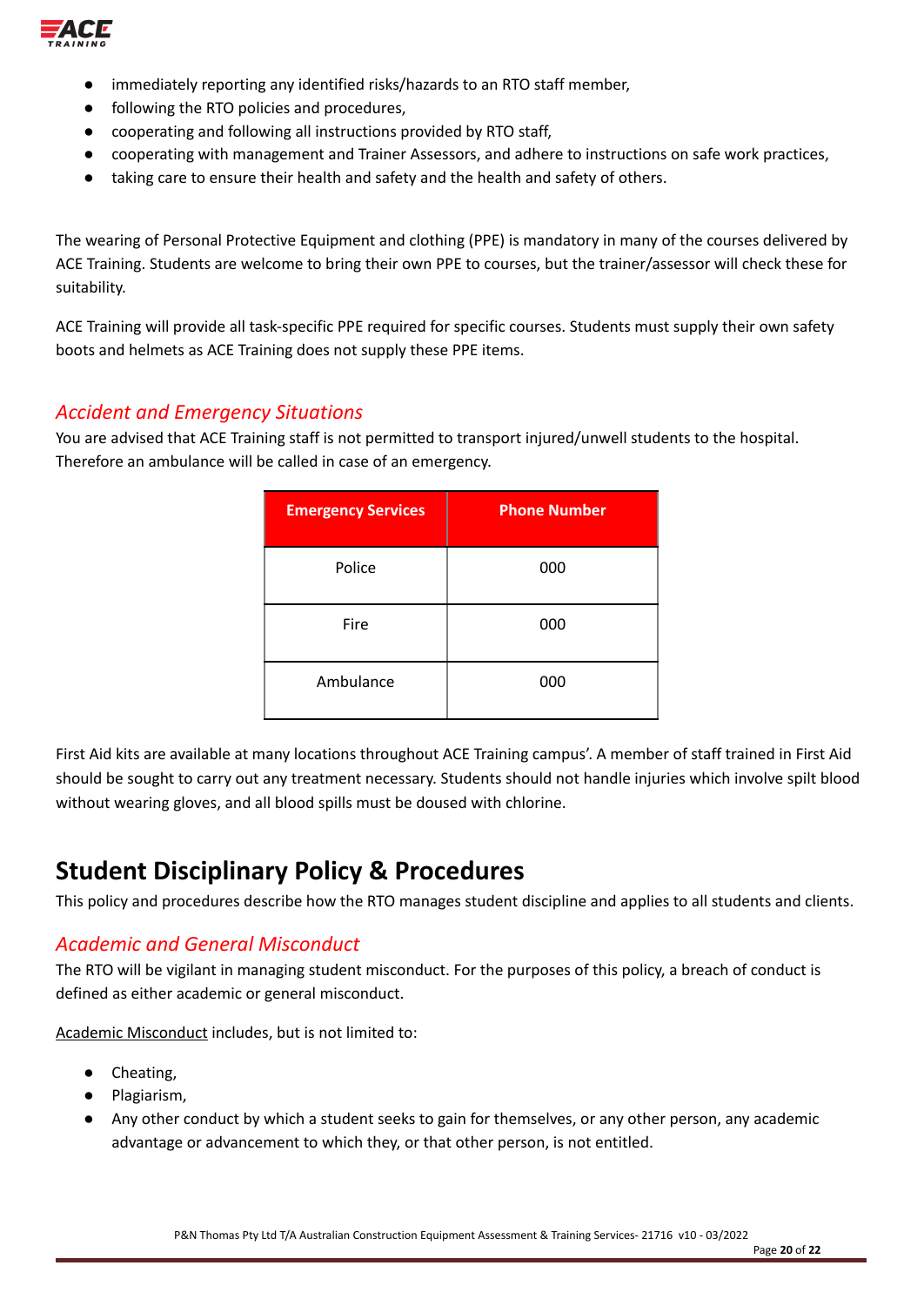- immediately reporting any identified risks/hazards to an RTO staff member,
- following the RTO policies and procedures,
- cooperating and following all instructions provided by RTO staff,
- cooperating with management and Trainer Assessors, and adhere to instructions on safe work practices,
- taking care to ensure their health and safety and the health and safety of others.

The wearing of Personal Protective Equipment and clothing (PPE) is mandatory in many of the courses delivered by ACE Training. Students are welcome to bring their own PPE to courses, but the trainer/assessor will check these for suitability.

ACE Training will provide all task-specific PPE required for specific courses. Students must supply their own safety boots and helmets as ACE Training does not supply these PPE items.

### *Accident and Emergency Situations*

You are advised that ACE Training staff is not permitted to transport injured/unwell students to the hospital. Therefore an ambulance will be called in case of an emergency.

| Emergency Services | Phone Number |
|---|---|
| Police | 000 |
| Fire | 000 |
| Ambulance | 000 |

First Aid kits are available at many locations throughout ACE Training campus'. A member of staff trained in First Aid should be sought to carry out any treatment necessary. Students should not handle injuries which involve spilt blood without wearing gloves, and all blood spills must be doused with chlorine.

## Student Disciplinary Policy & Procedures

This policy and procedures describe how the RTO manages student discipline and applies to all students and clients.

### *Academic and General Misconduct*

The RTO will be vigilant in managing student misconduct. For the purposes of this policy, a breach of conduct is defined as either academic or general misconduct.

Academic Misconduct includes, but is not limited to:

- Cheating,
- Plagiarism,
- Any other conduct by which a student seeks to gain for themselves, or any other person, any academic advantage or advancement to which they, or that other person, is not entitled.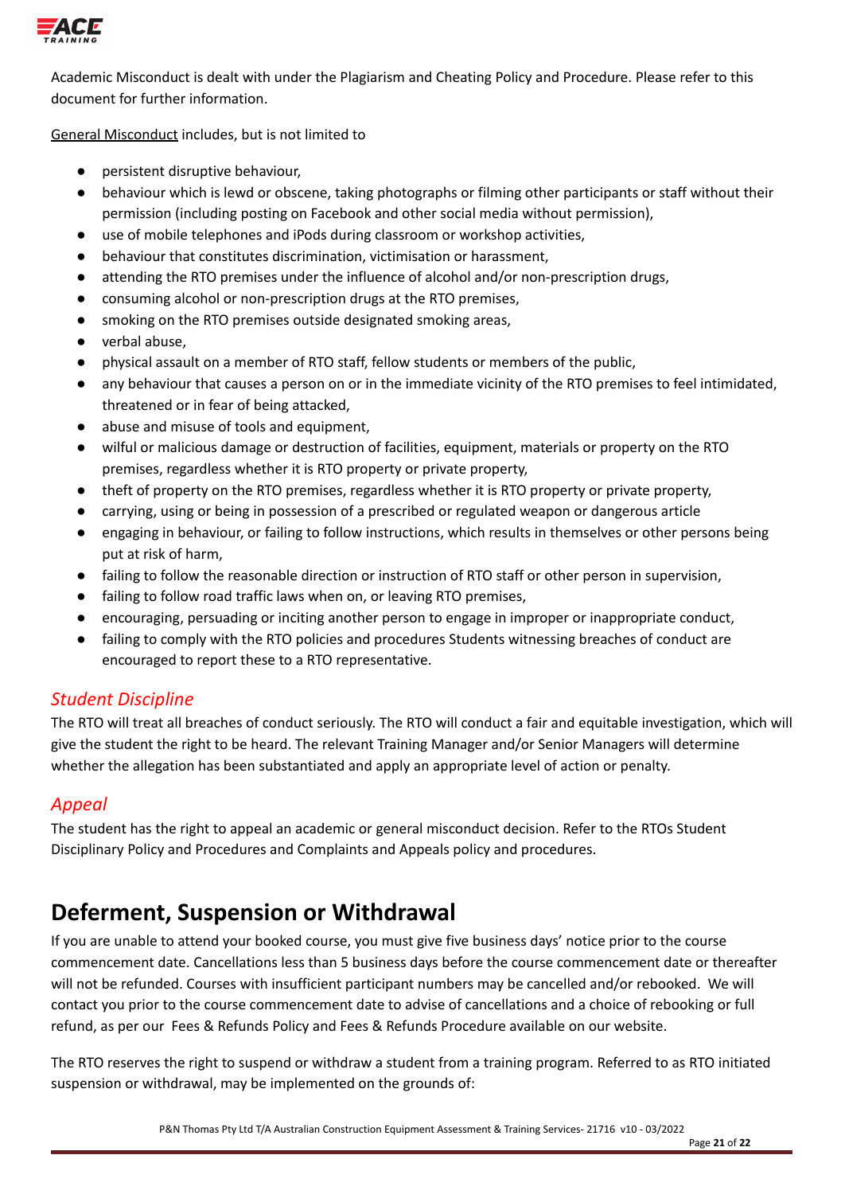Academic Misconduct is dealt with under the Plagiarism and Cheating Policy and Procedure. Please refer to this document for further information.

General Misconduct includes, but is not limited to

- persistent disruptive behaviour,
- behaviour which is lewd or obscene, taking photographs or filming other participants or staff without their permission (including posting on Facebook and other social media without permission),
- use of mobile telephones and iPods during classroom or workshop activities,
- behaviour that constitutes discrimination, victimisation or harassment,
- attending the RTO premises under the influence of alcohol and/or non-prescription drugs,
- consuming alcohol or non-prescription drugs at the RTO premises,
- smoking on the RTO premises outside designated smoking areas,
- verbal abuse,
- physical assault on a member of RTO staff, fellow students or members of the public,
- any behaviour that causes a person on or in the immediate vicinity of the RTO premises to feel intimidated, threatened or in fear of being attacked,
- abuse and misuse of tools and equipment,
- wilful or malicious damage or destruction of facilities, equipment, materials or property on the RTO premises, regardless whether it is RTO property or private property,
- theft of property on the RTO premises, regardless whether it is RTO property or private property,
- carrying, using or being in possession of a prescribed or regulated weapon or dangerous article
- engaging in behaviour, or failing to follow instructions, which results in themselves or other persons being put at risk of harm,
- failing to follow the reasonable direction or instruction of RTO staff or other person in supervision,
- failing to follow road traffic laws when on, or leaving RTO premises,
- encouraging, persuading or inciting another person to engage in improper or inappropriate conduct,
- failing to comply with the RTO policies and procedures Students witnessing breaches of conduct are encouraged to report these to a RTO representative.

### *Student Discipline*

The RTO will treat all breaches of conduct seriously. The RTO will conduct a fair and equitable investigation, which will give the student the right to be heard. The relevant Training Manager and/or Senior Managers will determine whether the allegation has been substantiated and apply an appropriate level of action or penalty.

### *Appeal*

The student has the right to appeal an academic or general misconduct decision. Refer to the RTOs Student Disciplinary Policy and Procedures and Complaints and Appeals policy and procedures.

# Deferment, Suspension or Withdrawal

If you are unable to attend your booked course, you must give five business days' notice prior to the course commencement date. Cancellations less than 5 business days before the course commencement date or thereafter will not be refunded. Courses with insufficient participant numbers may be cancelled and/or rebooked. We will contact you prior to the course commencement date to advise of cancellations and a choice of rebooking or full refund, as per our Fees & Refunds Policy and Fees & Refunds Procedure available on our website.

The RTO reserves the right to suspend or withdraw a student from a training program. Referred to as RTO initiated suspension or withdrawal, may be implemented on the grounds of: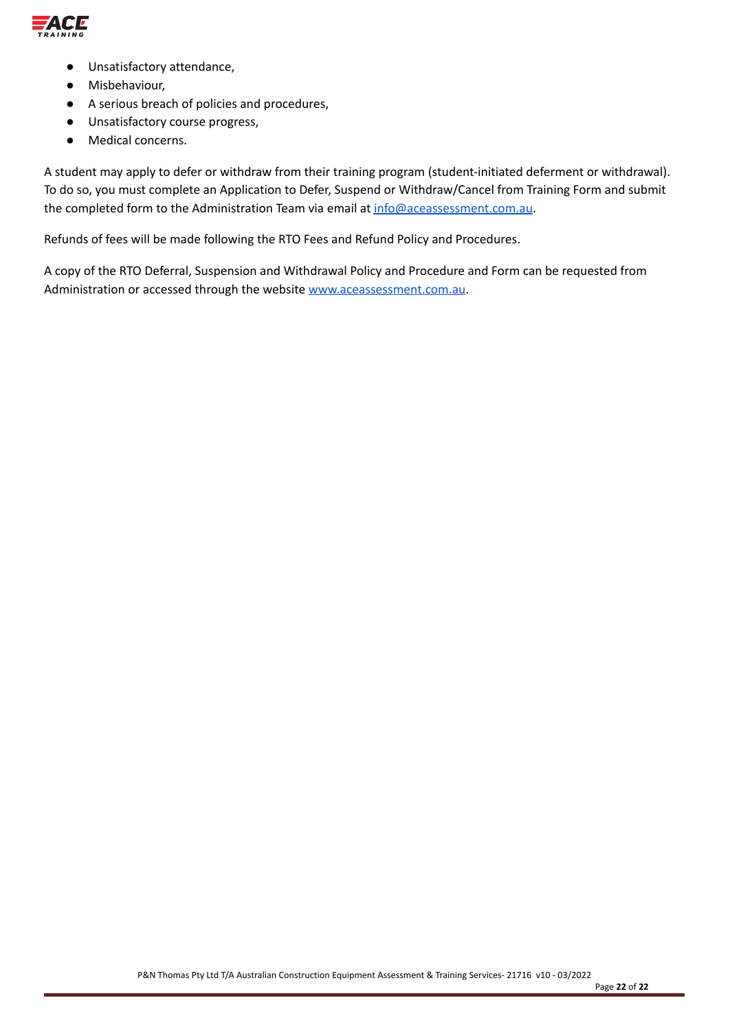- Unsatisfactory attendance,
- Misbehaviour,
- A serious breach of policies and procedures,
- Unsatisfactory course progress,
- Medical concerns.

A student may apply to defer or withdraw from their training program (student-initiated deferment or withdrawal). To do so, you must complete an Application to Defer, Suspend or Withdraw/Cancel from Training Form and submit the completed form to the Administration Team via email at info@aceassessment.com.au.

Refunds of fees will be made following the RTO Fees and Refund Policy and Procedures.

A copy of the RTO Deferral, Suspension and Withdrawal Policy and Procedure and Form can be requested from Administration or accessed through the website www.aceassessment.com.au.